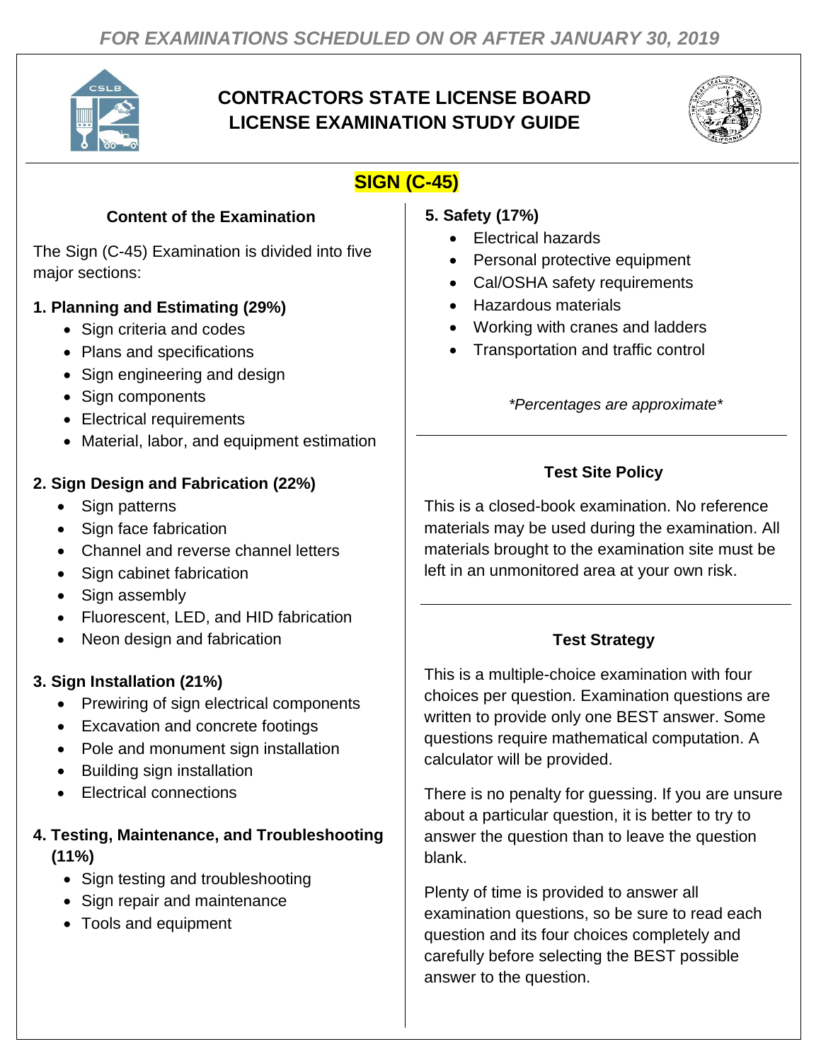*FOR EXAMINATIONS SCHEDULED ON OR AFTER JANUARY 30, 2019*

# CONTRACTORS STATE LICENSE BOARD
# LICENSE EXAMINATION STUDY GUIDE

## SIGN (C-45)

### Content of the Examination

The Sign (C-45) Examination is divided into five major sections:

**1. Planning and Estimating (29%)**

- Sign criteria and codes
- Plans and specifications
- Sign engineering and design
- Sign components
- Electrical requirements
- Material, labor, and equipment estimation

**2. Sign Design and Fabrication (22%)**

- Sign patterns
- Sign face fabrication
- Channel and reverse channel letters
- Sign cabinet fabrication
- Sign assembly
- Fluorescent, LED, and HID fabrication
- Neon design and fabrication

**3. Sign Installation (21%)**

- Prewiring of sign electrical components
- Excavation and concrete footings
- Pole and monument sign installation
- Building sign installation
- Electrical connections

**4. Testing, Maintenance, and Troubleshooting (11%)**

- Sign testing and troubleshooting
- Sign repair and maintenance
- Tools and equipment

**5. Safety (17%)**

- Electrical hazards
- Personal protective equipment
- Cal/OSHA safety requirements
- Hazardous materials
- Working with cranes and ladders
- Transportation and traffic control

*\*Percentages are approximate\**

### Test Site Policy

This is a closed-book examination. No reference materials may be used during the examination. All materials brought to the examination site must be left in an unmonitored area at your own risk.

### Test Strategy

This is a multiple-choice examination with four choices per question. Examination questions are written to provide only one BEST answer. Some questions require mathematical computation. A calculator will be provided.

There is no penalty for guessing. If you are unsure about a particular question, it is better to try to answer the question than to leave the question blank.

Plenty of time is provided to answer all examination questions, so be sure to read each question and its four choices completely and carefully before selecting the BEST possible answer to the question.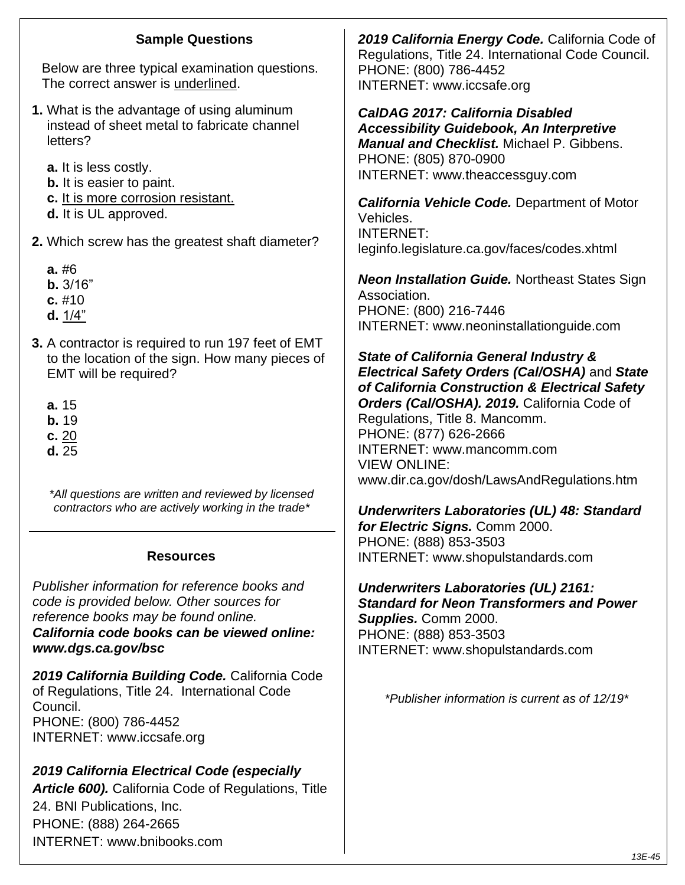## Sample Questions

Below are three typical examination questions. The correct answer is <u>underlined</u>.

**1.** What is the advantage of using aluminum instead of sheet metal to fabricate channel letters?

**a.** It is less costly.
**b.** It is easier to paint.
**c.** <u>It is more corrosion resistant.</u>
**d.** It is UL approved.

**2.** Which screw has the greatest shaft diameter?

**a.** #6
**b.** 3/16"
**c.** #10
**d.** <u>1/4"</u>

**3.** A contractor is required to run 197 feet of EMT to the location of the sign. How many pieces of EMT will be required?

**a.** 15
**b.** 19
**c.** <u>20</u>
**d.** 25

*\*All questions are written and reviewed by licensed contractors who are actively working in the trade\**

---

## Resources

*Publisher information for reference books and code is provided below. Other sources for reference books may be found online.*
***California code books can be viewed online: www.dgs.ca.gov/bsc***

***2019 California Building Code.*** California Code of Regulations, Title 24. International Code Council.
PHONE: (800) 786-4452
INTERNET: www.iccsafe.org

***2019 California Electrical Code (especially Article 600).*** California Code of Regulations, Title 24. BNI Publications, Inc.
PHONE: (888) 264-2665
INTERNET: www.bnibooks.com

***2019 California Energy Code.*** California Code of Regulations, Title 24. International Code Council.
PHONE: (800) 786-4452
INTERNET: www.iccsafe.org

***CalDAG 2017: California Disabled Accessibility Guidebook, An Interpretive Manual and Checklist.*** Michael P. Gibbens.
PHONE: (805) 870-0900
INTERNET: www.theaccessguy.com

***California Vehicle Code.*** Department of Motor Vehicles.
INTERNET: leginfo.legislature.ca.gov/faces/codes.xhtml

***Neon Installation Guide.*** Northeast States Sign Association.
PHONE: (800) 216-7446
INTERNET: www.neoninstallationguide.com

***State of California General Industry & Electrical Safety Orders (Cal/OSHA)*** and ***State of California Construction & Electrical Safety Orders (Cal/OSHA). 2019.*** California Code of Regulations, Title 8. Mancomm.
PHONE: (877) 626-2666
INTERNET: www.mancomm.com
VIEW ONLINE: www.dir.ca.gov/dosh/LawsAndRegulations.htm

***Underwriters Laboratories (UL) 48: Standard for Electric Signs.*** Comm 2000.
PHONE: (888) 853-3503
INTERNET: www.shopulstandards.com

***Underwriters Laboratories (UL) 2161: Standard for Neon Transformers and Power Supplies.*** Comm 2000.
PHONE: (888) 853-3503
INTERNET: www.shopulstandards.com

*\*Publisher information is current as of 12/19\**

*13E-45*